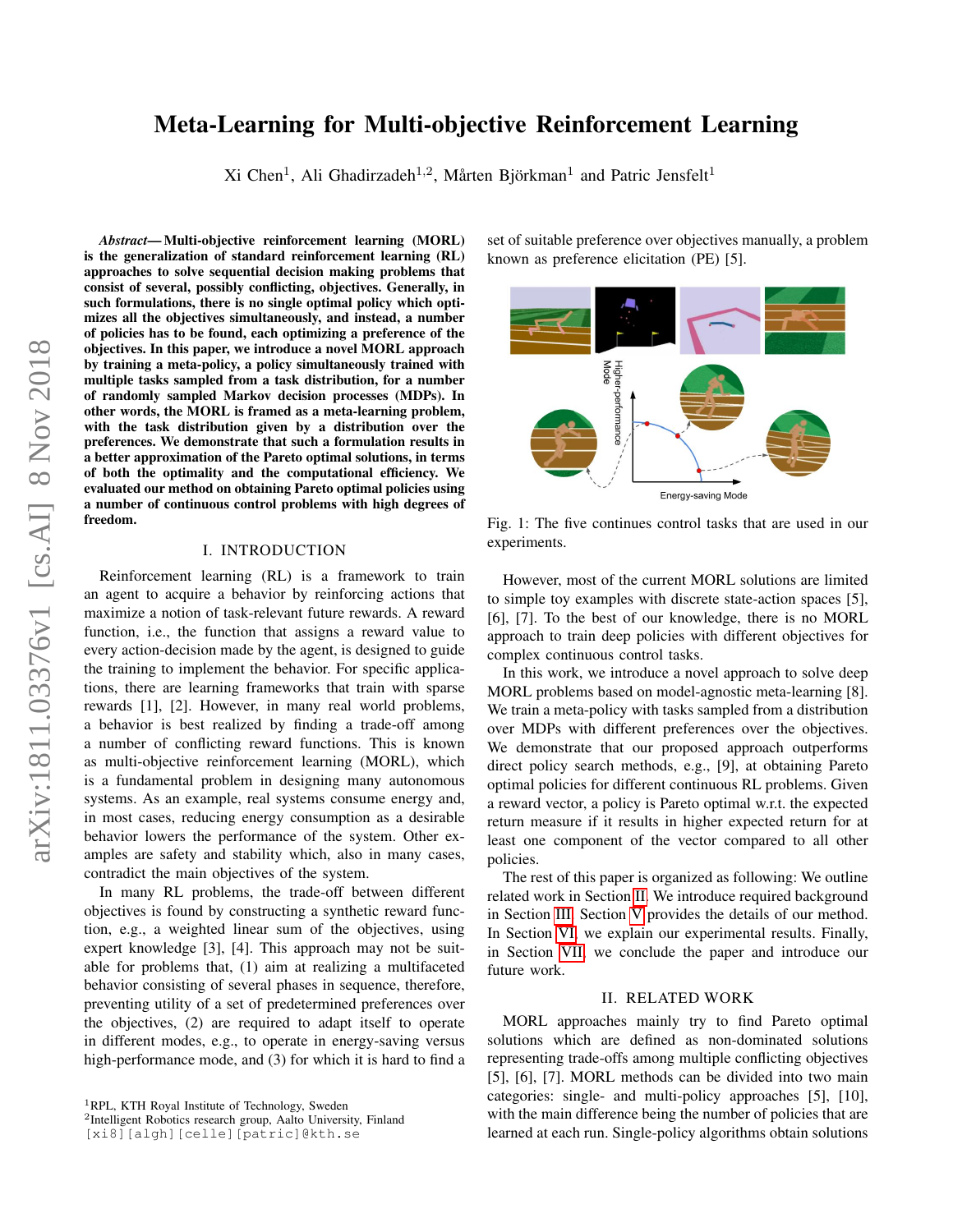# Meta-Learning for Multi-objective Reinforcement Learning

Xi Chen[1], Ali Ghadirzadeh[1,2], Mårten Björkman[1] and Patric Jensfelt[1]

***Abstract*— Multi-objective reinforcement learning (MORL) is the generalization of standard reinforcement learning (RL) approaches to solve sequential decision making problems that consist of several, possibly conflicting, objectives. Generally, in such formulations, there is no single optimal policy which optimizes all the objectives simultaneously, and instead, a number of policies has to be found, each optimizing a preference of the objectives. In this paper, we introduce a novel MORL approach by training a meta-policy, a policy simultaneously trained with multiple tasks sampled from a task distribution, for a number of randomly sampled Markov decision processes (MDPs). In other words, the MORL is framed as a meta-learning problem, with the task distribution given by a distribution over the preferences. We demonstrate that such a formulation results in a better approximation of the Pareto optimal solutions, in terms of both the optimality and the computational efficiency. We evaluated our method on obtaining Pareto optimal policies using a number of continuous control problems with high degrees of freedom.**

## I. INTRODUCTION

Reinforcement learning (RL) is a framework to train an agent to acquire a behavior by reinforcing actions that maximize a notion of task-relevant future rewards. A reward function, i.e., the function that assigns a reward value to every action-decision made by the agent, is designed to guide the training to implement the behavior. For specific applications, there are learning frameworks that train with sparse rewards [1], [2]. However, in many real world problems, a behavior is best realized by finding a trade-off among a number of conflicting reward functions. This is known as multi-objective reinforcement learning (MORL), which is a fundamental problem in designing many autonomous systems. As an example, real systems consume energy and, in most cases, reducing energy consumption as a desirable behavior lowers the performance of the system. Other examples are safety and stability which, also in many cases, contradict the main objectives of the system.

In many RL problems, the trade-off between different objectives is found by constructing a synthetic reward function, e.g., a weighted linear sum of the objectives, using expert knowledge [3], [4]. This approach may not be suitable for problems that, (1) aim at realizing a multifaceted behavior consisting of several phases in sequence, therefore, preventing utility of a set of predetermined preferences over the objectives, (2) are required to adapt itself to operate in different modes, e.g., to operate in energy-saving versus high-performance mode, and (3) for which it is hard to find a set of suitable preference over objectives manually, a problem known as preference elicitation (PE) [5].

Fig. 1: The five continues control tasks that are used in our experiments.

However, most of the current MORL solutions are limited to simple toy examples with discrete state-action spaces [5], [6], [7]. To the best of our knowledge, there is no MORL approach to train deep policies with different objectives for complex continuous control tasks.

In this work, we introduce a novel approach to solve deep MORL problems based on model-agnostic meta-learning [8]. We train a meta-policy with tasks sampled from a distribution over MDPs with different preferences over the objectives. We demonstrate that our proposed approach outperforms direct policy search methods, e.g., [9], at obtaining Pareto optimal policies for different continuous RL problems. Given a reward vector, a policy is Pareto optimal w.r.t. the expected return measure if it results in higher expected return for at least one component of the vector compared to all other policies.

The rest of this paper is organized as following: We outline related work in Section II. We introduce required background in Section III. Section V provides the details of our method. In Section VI, we explain our experimental results. Finally, in Section VII, we conclude the paper and introduce our future work.

## II. RELATED WORK

MORL approaches mainly try to find Pareto optimal solutions which are defined as non-dominated solutions representing trade-offs among multiple conflicting objectives [5], [6], [7]. MORL methods can be divided into two main categories: single- and multi-policy approaches [5], [10], with the main difference being the number of policies that are learned at each run. Single-policy algorithms obtain solutions

[1]RPL, KTH Royal Institute of Technology, Sweden
[2]Intelligent Robotics research group, Aalto University, Finland
[xi8][algh][celle][patric]@kth.se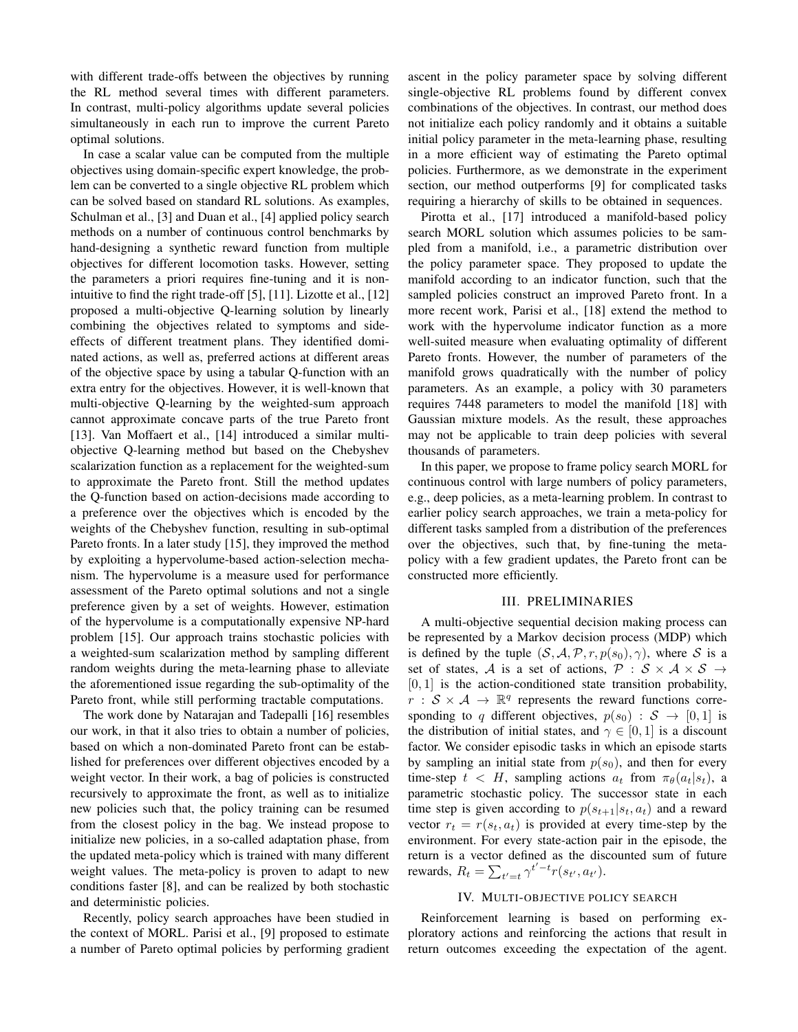with different trade-offs between the objectives by running the RL method several times with different parameters. In contrast, multi-policy algorithms update several policies simultaneously in each run to improve the current Pareto optimal solutions.

In case a scalar value can be computed from the multiple objectives using domain-specific expert knowledge, the problem can be converted to a single objective RL problem which can be solved based on standard RL solutions. As examples, Schulman et al., [3] and Duan et al., [4] applied policy search methods on a number of continuous control benchmarks by hand-designing a synthetic reward function from multiple objectives for different locomotion tasks. However, setting the parameters a priori requires fine-tuning and it is non-intuitive to find the right trade-off [5], [11]. Lizotte et al., [12] proposed a multi-objective Q-learning solution by linearly combining the objectives related to symptoms and side-effects of different treatment plans. They identified dominated actions, as well as, preferred actions at different areas of the objective space by using a tabular Q-function with an extra entry for the objectives. However, it is well-known that multi-objective Q-learning by the weighted-sum approach cannot approximate concave parts of the true Pareto front [13]. Van Moffaert et al., [14] introduced a similar multi-objective Q-learning method but based on the Chebyshev scalarization function as a replacement for the weighted-sum to approximate the Pareto front. Still the method updates the Q-function based on action-decisions made according to a preference over the objectives which is encoded by the weights of the Chebyshev function, resulting in sub-optimal Pareto fronts. In a later study [15], they improved the method by exploiting a hypervolume-based action-selection mechanism. The hypervolume is a measure used for performance assessment of the Pareto optimal solutions and not a single preference given by a set of weights. However, estimation of the hypervolume is a computationally expensive NP-hard problem [15]. Our approach trains stochastic policies with a weighted-sum scalarization method by sampling different random weights during the meta-learning phase to alleviate the aforementioned issue regarding the sub-optimality of the Pareto front, while still performing tractable computations.

The work done by Natarajan and Tadepalli [16] resembles our work, in that it also tries to obtain a number of policies, based on which a non-dominated Pareto front can be established for preferences over different objectives encoded by a weight vector. In their work, a bag of policies is constructed recursively to approximate the front, as well as to initialize new policies such that, the policy training can be resumed from the closest policy in the bag. We instead propose to initialize new policies, in a so-called adaptation phase, from the updated meta-policy which is trained with many different weight values. The meta-policy is proven to adapt to new conditions faster [8], and can be realized by both stochastic and deterministic policies.

Recently, policy search approaches have been studied in the context of MORL. Parisi et al., [9] proposed to estimate a number of Pareto optimal policies by performing gradient ascent in the policy parameter space by solving different single-objective RL problems found by different convex combinations of the objectives. In contrast, our method does not initialize each policy randomly and it obtains a suitable initial policy parameter in the meta-learning phase, resulting in a more efficient way of estimating the Pareto optimal policies. Furthermore, as we demonstrate in the experiment section, our method outperforms [9] for complicated tasks requiring a hierarchy of skills to be obtained in sequences.

Pirotta et al., [17] introduced a manifold-based policy search MORL solution which assumes policies to be sampled from a manifold, i.e., a parametric distribution over the policy parameter space. They proposed to update the manifold according to an indicator function, such that the sampled policies construct an improved Pareto front. In a more recent work, Parisi et al., [18] extend the method to work with the hypervolume indicator function as a more well-suited measure when evaluating optimality of different Pareto fronts. However, the number of parameters of the manifold grows quadratically with the number of policy parameters. As an example, a policy with 30 parameters requires 7448 parameters to model the manifold [18] with Gaussian mixture models. As the result, these approaches may not be applicable to train deep policies with several thousands of parameters.

In this paper, we propose to frame policy search MORL for continuous control with large numbers of policy parameters, e.g., deep policies, as a meta-learning problem. In contrast to earlier policy search approaches, we train a meta-policy for different tasks sampled from a distribution of the preferences over the objectives, such that, by fine-tuning the meta-policy with a few gradient updates, the Pareto front can be constructed more efficiently.

## III. PRELIMINARIES

A multi-objective sequential decision making process can be represented by a Markov decision process (MDP) which is defined by the tuple $(\mathcal{S}, \mathcal{A}, \mathcal{P}, r, p(s_0), \gamma)$, where $\mathcal{S}$ is a set of states, $\mathcal{A}$ is a set of actions, $\mathcal{P} : \mathcal{S} \times \mathcal{A} \times \mathcal{S} \rightarrow [0, 1]$ is the action-conditioned state transition probability, $r : \mathcal{S} \times \mathcal{A} \rightarrow \mathbb{R}^q$ represents the reward functions corresponding to $q$ different objectives, $p(s_0) : \mathcal{S} \rightarrow [0, 1]$ is the distribution of initial states, and $\gamma \in [0, 1]$ is a discount factor. We consider episodic tasks in which an episode starts by sampling an initial state from $p(s_0)$, and then for every time-step $t < H$, sampling actions $a_t$ from $\pi_\theta(a_t|s_t)$, a parametric stochastic policy. The successor state in each time step is given according to $p(s_{t+1}|s_t, a_t)$ and a reward vector $r_t = r(s_t, a_t)$ is provided at every time-step by the environment. For every state-action pair in the episode, the return is a vector defined as the discounted sum of future rewards, $R_t = \sum_{t'=t} \gamma^{t'-t} r(s_{t'}, a_{t'})$.

## IV. MULTI-OBJECTIVE POLICY SEARCH

Reinforcement learning is based on performing exploratory actions and reinforcing the actions that result in return outcomes exceeding the expectation of the agent.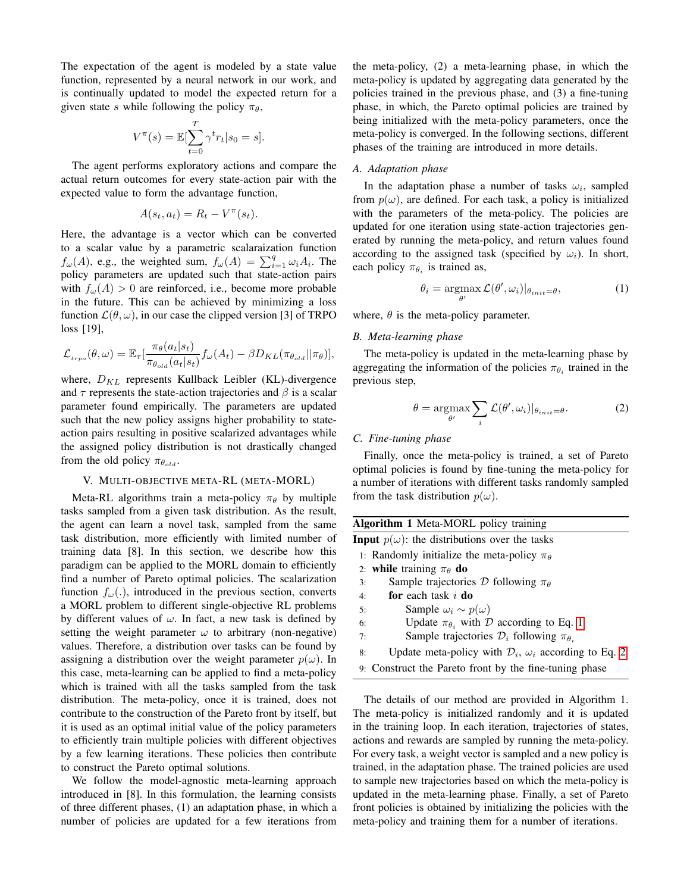The expectation of the agent is modeled by a state value function, represented by a neural network in our work, and is continually updated to model the expected return for a given state $s$ while following the policy $\pi_\theta$,

$$V^\pi(s) = \mathbb{E}[\sum_{t=0}^{T} \gamma^t r_t | s_0 = s].$$

The agent performs exploratory actions and compare the actual return outcomes for every state-action pair with the expected value to form the advantage function,

$$A(s_t, a_t) = R_t - V^\pi(s_t).$$

Here, the advantage is a vector which can be converted to a scalar value by a parametric scalaraization function $f_\omega(A)$, e.g., the weighted sum, $f_\omega(A) = \sum_{i=1}^{q} \omega_i A_i$. The policy parameters are updated such that state-action pairs with $f_\omega(A) > 0$ are reinforced, i.e., become more probable in the future. This can be achieved by minimizing a loss function $\mathcal{L}(\theta, \omega)$, in our case the clipped version [3] of TRPO loss [19],

$$\mathcal{L}_{trpo}(\theta, \omega) = \mathbb{E}_\tau[\frac{\pi_\theta(a_t|s_t)}{\pi_{\theta_{old}}(a_t|s_t)} f_\omega(A_t) - \beta D_{KL}(\pi_{\theta_{old}}||\pi_\theta)],$$

where, $D_{KL}$ represents Kullback Leibler (KL)-divergence and $\tau$ represents the state-action trajectories and $\beta$ is a scalar parameter found empirically. The parameters are updated such that the new policy assigns higher probability to state-action pairs resulting in positive scalarized advantages while the assigned policy distribution is not drastically changed from the old policy $\pi_{\theta_{old}}$.

## V. Multi-objective meta-RL (meta-MORL)

Meta-RL algorithms train a meta-policy $\pi_\theta$ by multiple tasks sampled from a given task distribution. As the result, the agent can learn a novel task, sampled from the same task distribution, more efficiently with limited number of training data [8]. In this section, we describe how this paradigm can be applied to the MORL domain to efficiently find a number of Pareto optimal policies. The scalarization function $f_\omega(.)$, introduced in the previous section, converts a MORL problem to different single-objective RL problems by different values of $\omega$. In fact, a new task is defined by setting the weight parameter $\omega$ to arbitrary (non-negative) values. Therefore, a distribution over tasks can be found by assigning a distribution over the weight parameter $p(\omega)$. In this case, meta-learning can be applied to find a meta-policy which is trained with all the tasks sampled from the task distribution. The meta-policy, once it is trained, does not contribute to the construction of the Pareto front by itself, but it is used as an optimal initial value of the policy parameters to efficiently train multiple policies with different objectives by a few learning iterations. These policies then contribute to construct the Pareto optimal solutions.

We follow the model-agnostic meta-learning approach introduced in [8]. In this formulation, the learning consists of three different phases, (1) an adaptation phase, in which a number of policies are updated for a few iterations from the meta-policy, (2) a meta-learning phase, in which the meta-policy is updated by aggregating data generated by the policies trained in the previous phase, and (3) a fine-tuning phase, in which, the Pareto optimal policies are trained by being initialized with the meta-policy parameters, once the meta-policy is converged. In the following sections, different phases of the training are introduced in more details.

### A. Adaptation phase

In the adaptation phase a number of tasks $\omega_i$, sampled from $p(\omega)$, are defined. For each task, a policy is initialized with the parameters of the meta-policy. The policies are updated for one iteration using state-action trajectories generated by running the meta-policy, and return values found according to the assigned task (specified by $\omega_i$). In short, each policy $\pi_{\theta_i}$ is trained as,

$$\theta_i = \underset{\theta'}{\text{argmax}} \, \mathcal{L}(\theta', \omega_i)|_{\theta_{init}=\theta}, \quad (1)$$

where, $\theta$ is the meta-policy parameter.

### B. Meta-learning phase

The meta-policy is updated in the meta-learning phase by aggregating the information of the policies $\pi_{\theta_i}$ trained in the previous step,

$$\theta = \underset{\theta'}{\text{argmax}} \sum_i \mathcal{L}(\theta', \omega_i)|_{\theta_{init}=\theta}. \quad (2)$$

### C. Fine-tuning phase

Finally, once the meta-policy is trained, a set of Pareto optimal policies is found by fine-tuning the meta-policy for a number of iterations with different tasks randomly sampled from the task distribution $p(\omega)$.

**Algorithm 1** Meta-MORL policy training

**Input** $p(\omega)$: the distributions over the tasks

```
1: Randomly initialize the meta-policy π_θ
2: while training π_θ do
3:     Sample trajectories D following π_θ
4:     for each task i do
5:         Sample ω_i ~ p(ω)
6:         Update π_θi with D according to Eq. 1
7:         Sample trajectories D_i following π_θi
8:     Update meta-policy with D_i, ω_i according to Eq. 2
9: Construct the Pareto front by the fine-tuning phase
```

The details of our method are provided in Algorithm 1. The meta-policy is initialized randomly and it is updated in the training loop. In each iteration, trajectories of states, actions and rewards are sampled by running the meta-policy. For every task, a weight vector is sampled and a new policy is trained, in the adaptation phase. The trained policies are used to sample new trajectories based on which the meta-policy is updated in the meta-learning phase. Finally, a set of Pareto front policies is obtained by initializing the policies with the meta-policy and training them for a number of iterations.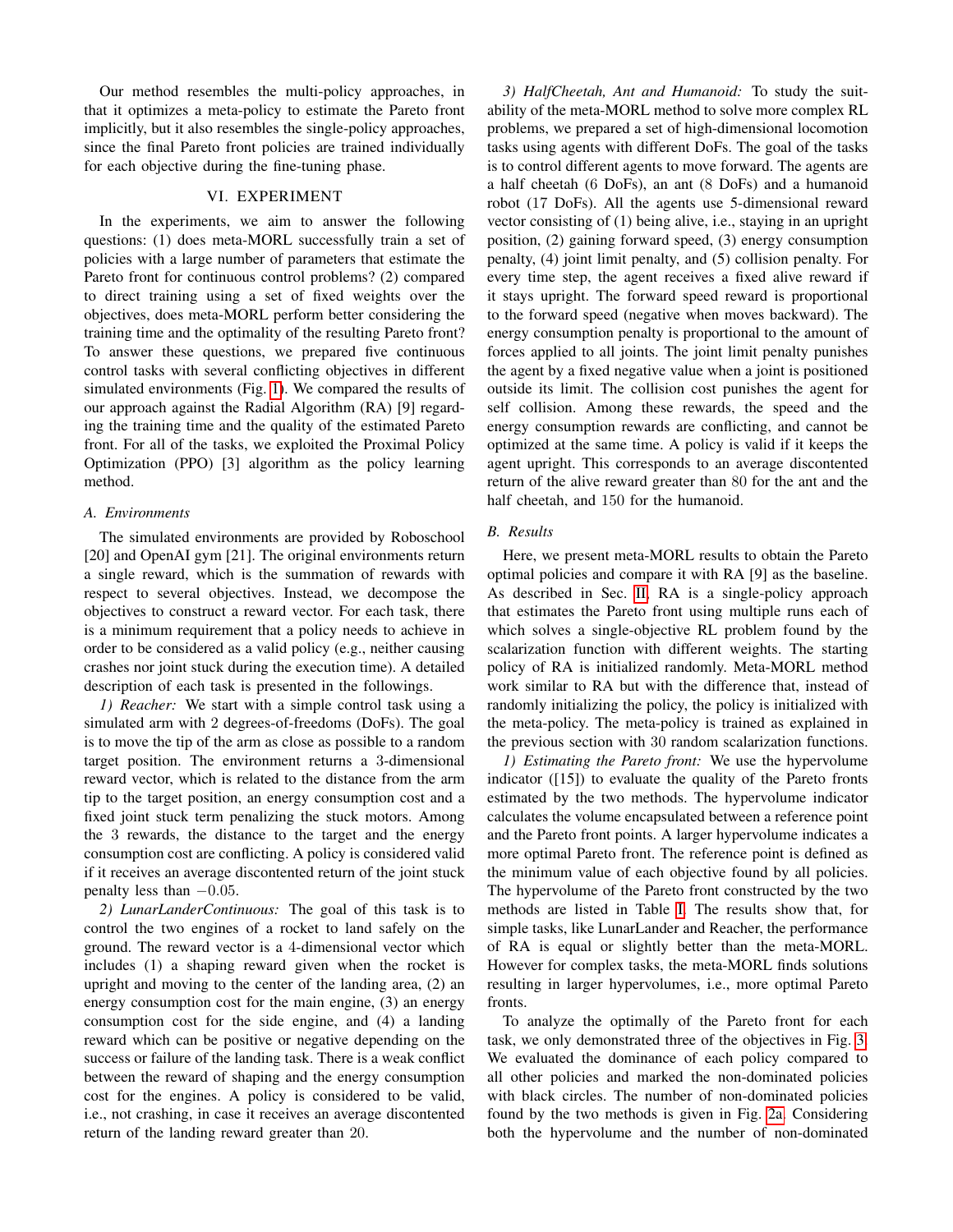Our method resembles the multi-policy approaches, in that it optimizes a meta-policy to estimate the Pareto front implicitly, but it also resembles the single-policy approaches, since the final Pareto front policies are trained individually for each objective during the fine-tuning phase.

## VI. EXPERIMENT

In the experiments, we aim to answer the following questions: (1) does meta-MORL successfully train a set of policies with a large number of parameters that estimate the Pareto front for continuous control problems? (2) compared to direct training using a set of fixed weights over the objectives, does meta-MORL perform better considering the training time and the optimality of the resulting Pareto front? To answer these questions, we prepared five continuous control tasks with several conflicting objectives in different simulated environments (Fig. 1). We compared the results of our approach against the Radial Algorithm (RA) [9] regarding the training time and the quality of the estimated Pareto front. For all of the tasks, we exploited the Proximal Policy Optimization (PPO) [3] algorithm as the policy learning method.

### A. Environments

The simulated environments are provided by Roboschool [20] and OpenAI gym [21]. The original environments return a single reward, which is the summation of rewards with respect to several objectives. Instead, we decompose the objectives to construct a reward vector. For each task, there is a minimum requirement that a policy needs to achieve in order to be considered as a valid policy (e.g., neither causing crashes nor joint stuck during the execution time). A detailed description of each task is presented in the followings.

*1) Reacher:* We start with a simple control task using a simulated arm with 2 degrees-of-freedoms (DoFs). The goal is to move the tip of the arm as close as possible to a random target position. The environment returns a 3-dimensional reward vector, which is related to the distance from the arm tip to the target position, an energy consumption cost and a fixed joint stuck term penalizing the stuck motors. Among the 3 rewards, the distance to the target and the energy consumption cost are conflicting. A policy is considered valid if it receives an average discontented return of the joint stuck penalty less than $-0.05$.

*2) LunarLanderContinuous:* The goal of this task is to control the two engines of a rocket to land safely on the ground. The reward vector is a 4-dimensional vector which includes (1) a shaping reward given when the rocket is upright and moving to the center of the landing area, (2) an energy consumption cost for the main engine, (3) an energy consumption cost for the side engine, and (4) a landing reward which can be positive or negative depending on the success or failure of the landing task. There is a weak conflict between the reward of shaping and the energy consumption cost for the engines. A policy is considered to be valid, i.e., not crashing, in case it receives an average discontented return of the landing reward greater than 20.

*3) HalfCheetah, Ant and Humanoid:* To study the suitability of the meta-MORL method to solve more complex RL problems, we prepared a set of high-dimensional locomotion tasks using agents with different DoFs. The goal of the tasks is to control different agents to move forward. The agents are a half cheetah (6 DoFs), an ant (8 DoFs) and a humanoid robot (17 DoFs). All the agents use 5-dimensional reward vector consisting of (1) being alive, i.e., staying in an upright position, (2) gaining forward speed, (3) energy consumption penalty, (4) joint limit penalty, and (5) collision penalty. For every time step, the agent receives a fixed alive reward if it stays upright. The forward speed reward is proportional to the forward speed (negative when moves backward). The energy consumption penalty is proportional to the amount of forces applied to all joints. The joint limit penalty punishes the agent by a fixed negative value when a joint is positioned outside its limit. The collision cost punishes the agent for self collision. Among these rewards, the speed and the energy consumption rewards are conflicting, and cannot be optimized at the same time. A policy is valid if it keeps the agent upright. This corresponds to an average discontented return of the alive reward greater than 80 for the ant and the half cheetah, and 150 for the humanoid.

### B. Results

Here, we present meta-MORL results to obtain the Pareto optimal policies and compare it with RA [9] as the baseline. As described in Sec. II, RA is a single-policy approach that estimates the Pareto front using multiple runs each of which solves a single-objective RL problem found by the scalarization function with different weights. The starting policy of RA is initialized randomly. Meta-MORL method work similar to RA but with the difference that, instead of randomly initializing the policy, the policy is initialized with the meta-policy. The meta-policy is trained as explained in the previous section with 30 random scalarization functions.

*1) Estimating the Pareto front:* We use the hypervolume indicator ([15]) to evaluate the quality of the Pareto fronts estimated by the two methods. The hypervolume indicator calculates the volume encapsulated between a reference point and the Pareto front points. A larger hypervolume indicates a more optimal Pareto front. The reference point is defined as the minimum value of each objective found by all policies. The hypervolume of the Pareto front constructed by the two methods are listed in Table I. The results show that, for simple tasks, like LunarLander and Reacher, the performance of RA is equal or slightly better than the meta-MORL. However for complex tasks, the meta-MORL finds solutions resulting in larger hypervolumes, i.e., more optimal Pareto fronts.

To analyze the optimally of the Pareto front for each task, we only demonstrated three of the objectives in Fig. 3. We evaluated the dominance of each policy compared to all other policies and marked the non-dominated policies with black circles. The number of non-dominated policies found by the two methods is given in Fig. 2a. Considering both the hypervolume and the number of non-dominated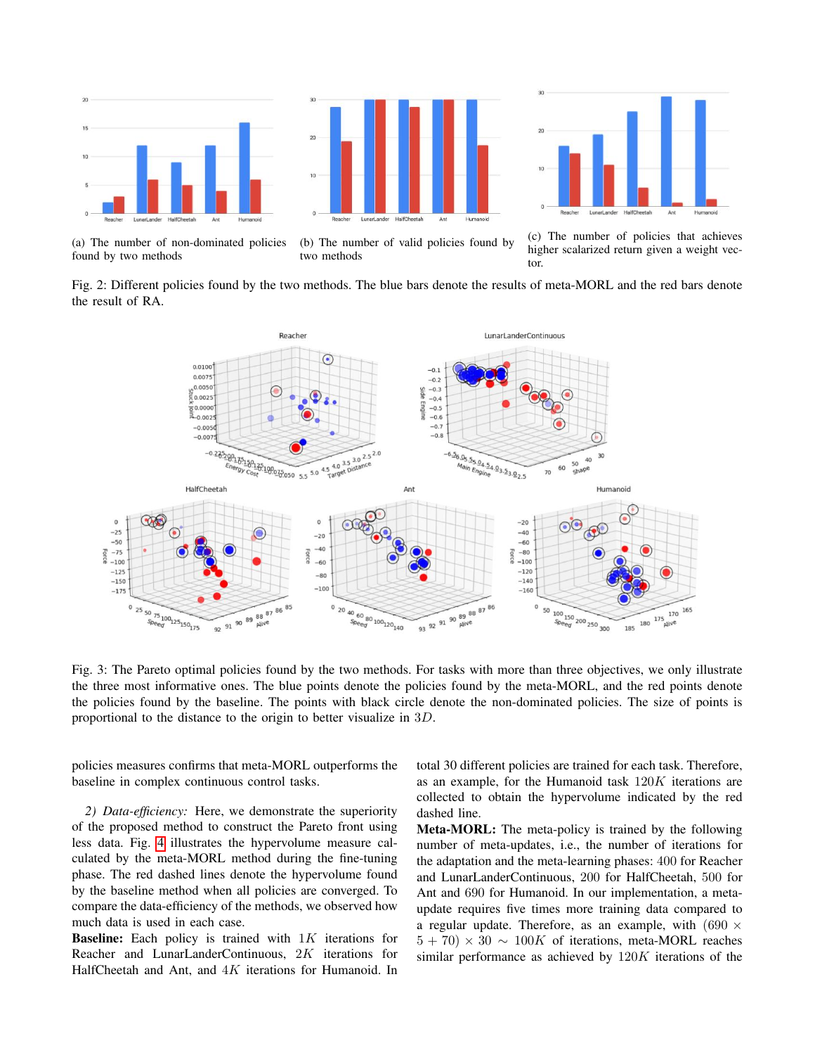(a) The number of non-dominated policies found by two methods

(b) The number of valid policies found by two methods

(c) The number of policies that achieves higher scalarized return given a weight vector.

Fig. 2: Different policies found by the two methods. The blue bars denote the results of meta-MORL and the red bars denote the result of RA.

Fig. 3: The Pareto optimal policies found by the two methods. For tasks with more than three objectives, we only illustrate the three most informative ones. The blue points denote the policies found by the meta-MORL, and the red points denote the policies found by the baseline. The points with black circle denote the non-dominated policies. The size of points is proportional to the distance to the origin to better visualize in $3D$.

policies measures confirms that meta-MORL outperforms the baseline in complex continuous control tasks.

*2) Data-efficiency:* Here, we demonstrate the superiority of the proposed method to construct the Pareto front using less data. Fig. 4 illustrates the hypervolume measure calculated by the meta-MORL method during the fine-tuning phase. The red dashed lines denote the hypervolume found by the baseline method when all policies are converged. To compare the data-efficiency of the methods, we observed how much data is used in each case.

**Baseline:** Each policy is trained with $1K$ iterations for Reacher and LunarLanderContinuous, $2K$ iterations for HalfCheetah and Ant, and $4K$ iterations for Humanoid. In total 30 different policies are trained for each task. Therefore, as an example, for the Humanoid task $120K$ iterations are collected to obtain the hypervolume indicated by the red dashed line.

**Meta-MORL:** The meta-policy is trained by the following number of meta-updates, i.e., the number of iterations for the adaptation and the meta-learning phases: $400$ for Reacher and LunarLanderContinuous, $200$ for HalfCheetah, $500$ for Ant and $690$ for Humanoid. In our implementation, a meta-update requires five times more training data compared to a regular update. Therefore, as an example, with $(690 \times 5 + 70) \times 30 \sim 100K$ of iterations, meta-MORL reaches similar performance as achieved by $120K$ iterations of the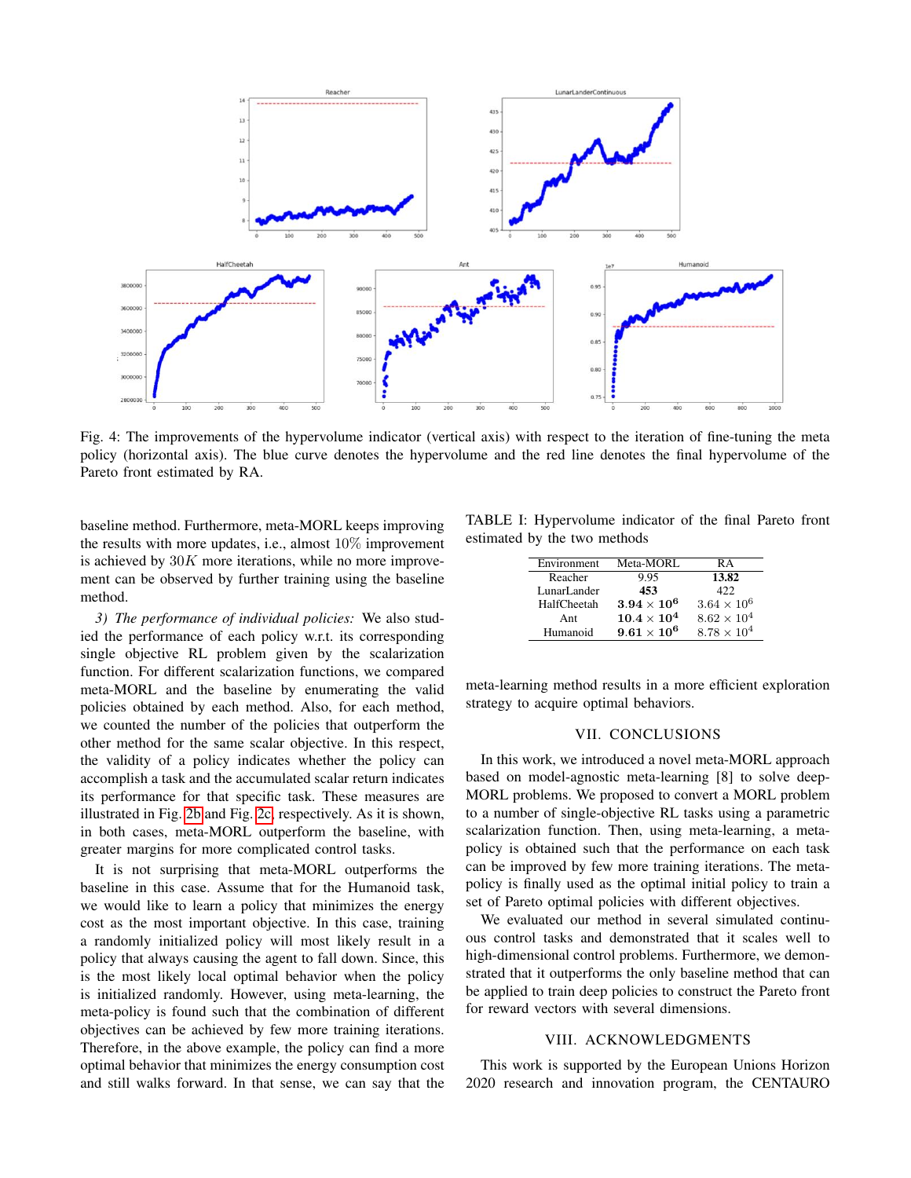Fig. 4: The improvements of the hypervolume indicator (vertical axis) with respect to the iteration of fine-tuning the meta policy (horizontal axis). The blue curve denotes the hypervolume and the red line denotes the final hypervolume of the Pareto front estimated by RA.

baseline method. Furthermore, meta-MORL keeps improving the results with more updates, i.e., almost $10\%$ improvement is achieved by $30K$ more iterations, while no more improvement can be observed by further training using the baseline method.

*3) The performance of individual policies:* We also studied the performance of each policy w.r.t. its corresponding single objective RL problem given by the scalarization function. For different scalarization functions, we compared meta-MORL and the baseline by enumerating the valid policies obtained by each method. Also, for each method, we counted the number of the policies that outperform the other method for the same scalar objective. In this respect, the validity of a policy indicates whether the policy can accomplish a task and the accumulated scalar return indicates its performance for that specific task. These measures are illustrated in Fig. 2b and Fig. 2c, respectively. As it is shown, in both cases, meta-MORL outperform the baseline, with greater margins for more complicated control tasks.

It is not surprising that meta-MORL outperforms the baseline in this case. Assume that for the Humanoid task, we would like to learn a policy that minimizes the energy cost as the most important objective. In this case, training a randomly initialized policy will most likely result in a policy that always causing the agent to fall down. Since, this is the most likely local optimal behavior when the policy is initialized randomly. However, using meta-learning, the meta-policy is found such that the combination of different objectives can be achieved by few more training iterations. Therefore, in the above example, the policy can find a more optimal behavior that minimizes the energy consumption cost and still walks forward. In that sense, we can say that the meta-learning method results in a more efficient exploration strategy to acquire optimal behaviors.

TABLE I: Hypervolume indicator of the final Pareto front estimated by the two methods

| Environment | Meta-MORL | RA |
|---|---|---|
| Reacher | 9.95 | **13.82** |
| LunarLander | **453** | 422 |
| HalfCheetah | $\mathbf{3.94 \times 10^6}$ | $3.64 \times 10^6$ |
| Ant | $\mathbf{10.4 \times 10^4}$ | $8.62 \times 10^4$ |
| Humanoid | $\mathbf{9.61 \times 10^6}$ | $8.78 \times 10^4$ |

## VII. CONCLUSIONS

In this work, we introduced a novel meta-MORL approach based on model-agnostic meta-learning [8] to solve deep-MORL problems. We proposed to convert a MORL problem to a number of single-objective RL tasks using a parametric scalarization function. Then, using meta-learning, a meta-policy is obtained such that the performance on each task can be improved by few more training iterations. The meta-policy is finally used as the optimal initial policy to train a set of Pareto optimal policies with different objectives.

We evaluated our method in several simulated continuous control tasks and demonstrated that it scales well to high-dimensional control problems. Furthermore, we demonstrated that it outperforms the only baseline method that can be applied to train deep policies to construct the Pareto front for reward vectors with several dimensions.

## VIII. ACKNOWLEDGMENTS

This work is supported by the European Unions Horizon 2020 research and innovation program, the CENTAURO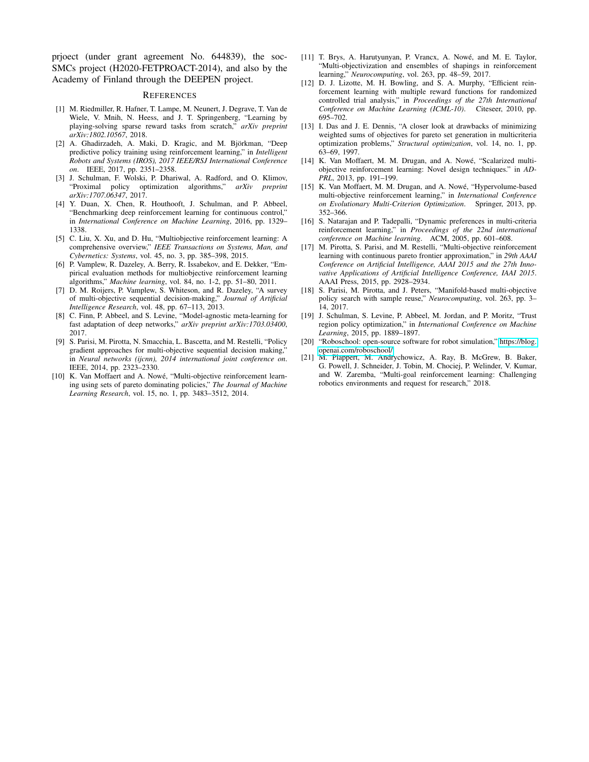prjoect (under grant agreement No. 644839), the soc-SMCs project (H2020-FETPROACT-2014), and also by the Academy of Finland through the DEEPEN project.

## References

[1] M. Riedmiller, R. Hafner, T. Lampe, M. Neunert, J. Degrave, T. Van de Wiele, V. Mnih, N. Heess, and J. T. Springenberg, "Learning by playing-solving sparse reward tasks from scratch," *arXiv preprint arXiv:1802.10567*, 2018.

[2] A. Ghadirzadeh, A. Maki, D. Kragic, and M. Björkman, "Deep predictive policy training using reinforcement learning," in *Intelligent Robots and Systems (IROS), 2017 IEEE/RSJ International Conference on*. IEEE, 2017, pp. 2351–2358.

[3] J. Schulman, F. Wolski, P. Dhariwal, A. Radford, and O. Klimov, "Proximal policy optimization algorithms," *arXiv preprint arXiv:1707.06347*, 2017.

[4] Y. Duan, X. Chen, R. Houthooft, J. Schulman, and P. Abbeel, "Benchmarking deep reinforcement learning for continuous control," in *International Conference on Machine Learning*, 2016, pp. 1329–1338.

[5] C. Liu, X. Xu, and D. Hu, "Multiobjective reinforcement learning: A comprehensive overview," *IEEE Transactions on Systems, Man, and Cybernetics: Systems*, vol. 45, no. 3, pp. 385–398, 2015.

[6] P. Vamplew, R. Dazeley, A. Berry, R. Issabekov, and E. Dekker, "Empirical evaluation methods for multiobjective reinforcement learning algorithms," *Machine learning*, vol. 84, no. 1-2, pp. 51–80, 2011.

[7] D. M. Roijers, P. Vamplew, S. Whiteson, and R. Dazeley, "A survey of multi-objective sequential decision-making," *Journal of Artificial Intelligence Research*, vol. 48, pp. 67–113, 2013.

[8] C. Finn, P. Abbeel, and S. Levine, "Model-agnostic meta-learning for fast adaptation of deep networks," *arXiv preprint arXiv:1703.03400*, 2017.

[9] S. Parisi, M. Pirotta, N. Smacchia, L. Bascetta, and M. Restelli, "Policy gradient approaches for multi-objective sequential decision making," in *Neural networks (ijcnn), 2014 international joint conference on*. IEEE, 2014, pp. 2323–2330.

[10] K. Van Moffaert and A. Nowé, "Multi-objective reinforcement learning using sets of pareto dominating policies," *The Journal of Machine Learning Research*, vol. 15, no. 1, pp. 3483–3512, 2014.

[11] T. Brys, A. Harutyunyan, P. Vrancx, A. Nowé, and M. E. Taylor, "Multi-objectivization and ensembles of shapings in reinforcement learning," *Neurocomputing*, vol. 263, pp. 48–59, 2017.

[12] D. J. Lizotte, M. H. Bowling, and S. A. Murphy, "Efficient reinforcement learning with multiple reward functions for randomized controlled trial analysis," in *Proceedings of the 27th International Conference on Machine Learning (ICML-10)*. Citeseer, 2010, pp. 695–702.

[13] I. Das and J. E. Dennis, "A closer look at drawbacks of minimizing weighted sums of objectives for pareto set generation in multicriteria optimization problems," *Structural optimization*, vol. 14, no. 1, pp. 63–69, 1997.

[14] K. Van Moffaert, M. M. Drugan, and A. Nowé, "Scalarized multi-objective reinforcement learning: Novel design techniques." in *ADPRL*, 2013, pp. 191–199.

[15] K. Van Moffaert, M. M. Drugan, and A. Nowé, "Hypervolume-based multi-objective reinforcement learning," in *International Conference on Evolutionary Multi-Criterion Optimization*. Springer, 2013, pp. 352–366.

[16] S. Natarajan and P. Tadepalli, "Dynamic preferences in multi-criteria reinforcement learning," in *Proceedings of the 22nd international conference on Machine learning*. ACM, 2005, pp. 601–608.

[17] M. Pirotta, S. Parisi, and M. Restelli, "Multi-objective reinforcement learning with continuous pareto frontier approximation," in *29th AAAI Conference on Artificial Intelligence, AAAI 2015 and the 27th Innovative Applications of Artificial Intelligence Conference, IAAI 2015*. AAAI Press, 2015, pp. 2928–2934.

[18] S. Parisi, M. Pirotta, and J. Peters, "Manifold-based multi-objective policy search with sample reuse," *Neurocomputing*, vol. 263, pp. 3–14, 2017.

[19] J. Schulman, S. Levine, P. Abbeel, M. Jordan, and P. Moritz, "Trust region policy optimization," in *International Conference on Machine Learning*, 2015, pp. 1889–1897.

[20] "Roboschool: open-source software for robot simulation," https://blog.openai.com/roboschool/

[21] M. Plappert, M. Andrychowicz, A. Ray, B. McGrew, B. Baker, G. Powell, J. Schneider, J. Tobin, M. Chociej, P. Welinder, V. Kumar, and W. Zaremba, "Multi-goal reinforcement learning: Challenging robotics environments and request for research," 2018.